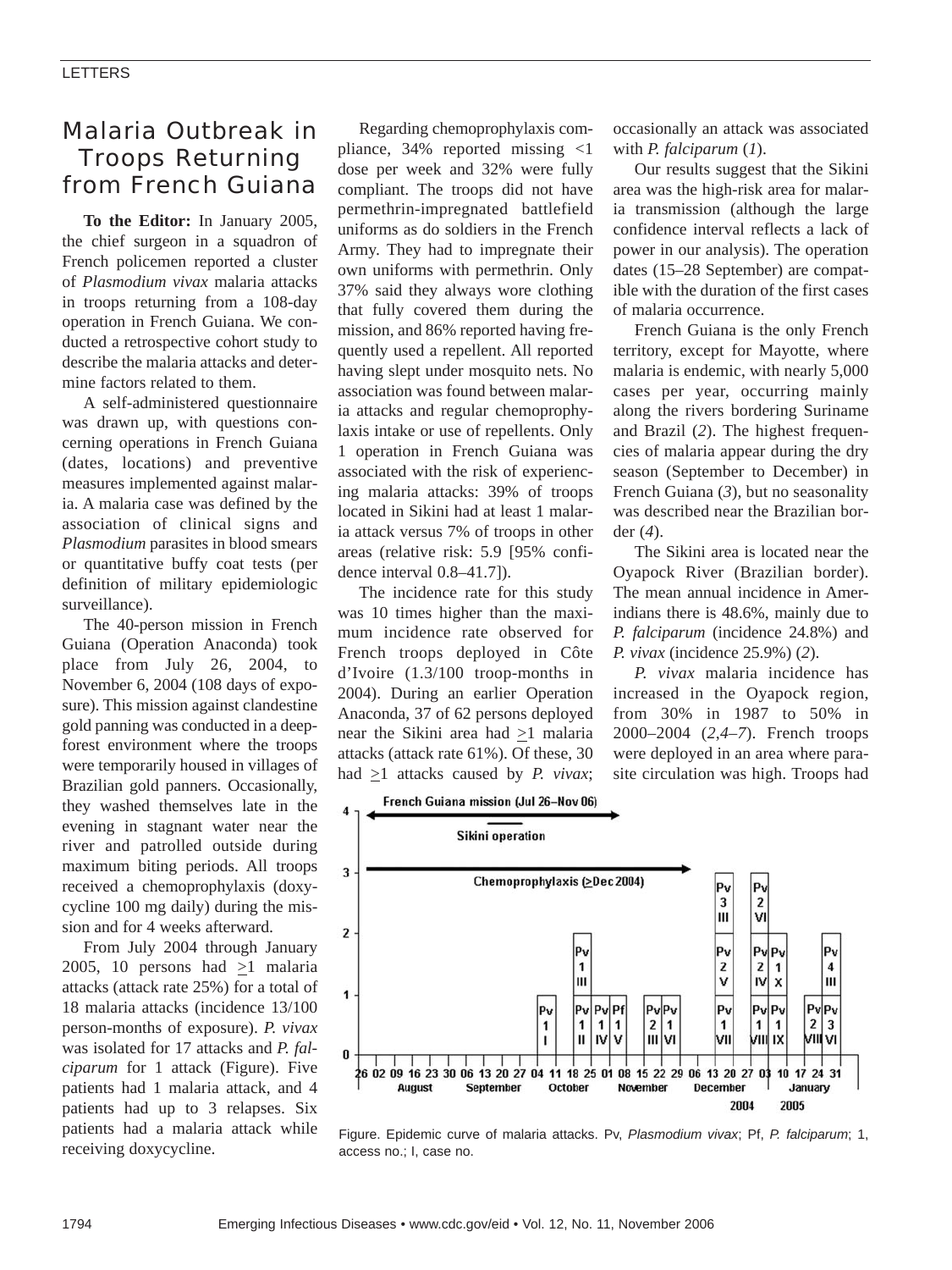LETTERS

# Malaria Outbreak in Troops Returning from French Guiana

**To the Editor:** In January 2005, the chief surgeon in a squadron of French policemen reported a cluster of *Plasmodium vivax* malaria attacks in troops returning from a 108-day operation in French Guiana. We conducted a retrospective cohort study to describe the malaria attacks and determine factors related to them.

A self-administered questionnaire was drawn up, with questions concerning operations in French Guiana (dates, locations) and preventive measures implemented against malaria. A malaria case was defined by the association of clinical signs and *Plasmodium* parasites in blood smears or quantitative buffy coat tests (per definition of military epidemiologic surveillance).

The 40-person mission in French Guiana (Operation Anaconda) took place from July 26, 2004, to November 6, 2004 (108 days of exposure). This mission against clandestine gold panning was conducted in a deep-forest environment where the troops were temporarily housed in villages of Brazilian gold panners. Occasionally, they washed themselves late in the evening in stagnant water near the river and patrolled outside during maximum biting periods. All troops received a chemoprophylaxis (doxycycline 100 mg daily) during the mission and for 4 weeks afterward.

From July 2004 through January 2005, 10 persons had $\geq$1 malaria attacks (attack rate 25%) for a total of 18 malaria attacks (incidence 13/100 person-months of exposure). *P. vivax* was isolated for 17 attacks and *P. falciparum* for 1 attack (Figure). Five patients had 1 malaria attack, and 4 patients had up to 3 relapses. Six patients had a malaria attack while receiving doxycycline.

Regarding chemoprophylaxis compliance, 34% reported missing <1 dose per week and 32% were fully compliant. The troops did not have permethrin-impregnated battlefield uniforms as do soldiers in the French Army. They had to impregnate their own uniforms with permethrin. Only 37% said they always wore clothing that fully covered them during the mission, and 86% reported having frequently used a repellent. All reported having slept under mosquito nets. No association was found between malaria attacks and regular chemoprophylaxis intake or use of repellents. Only 1 operation in French Guiana was associated with the risk of experiencing malaria attacks: 39% of troops located in Sikini had at least 1 malaria attack versus 7% of troops in other areas (relative risk: 5.9 [95% confidence interval 0.8–41.7]).

The incidence rate for this study was 10 times higher than the maximum incidence rate observed for French troops deployed in Côte d'Ivoire (1.3/100 troop-months in 2004). During an earlier Operation Anaconda, 37 of 62 persons deployed near the Sikini area had $\geq$1 malaria attacks (attack rate 61%). Of these, 30 had $\geq$1 attacks caused by *P. vivax*; occasionally an attack was associated with *P. falciparum* (*1*).

Our results suggest that the Sikini area was the high-risk area for malaria transmission (although the large confidence interval reflects a lack of power in our analysis). The operation dates (15–28 September) are compatible with the duration of the first cases of malaria occurrence.

French Guiana is the only French territory, except for Mayotte, where malaria is endemic, with nearly 5,000 cases per year, occurring mainly along the rivers bordering Suriname and Brazil (*2*). The highest frequencies of malaria appear during the dry season (September to December) in French Guiana (*3*), but no seasonality was described near the Brazilian border (*4*).

The Sikini area is located near the Oyapock River (Brazilian border). The mean annual incidence in Amerindians there is 48.6%, mainly due to *P. falciparum* (incidence 24.8%) and *P. vivax* (incidence 25.9%) (*2*).

*P. vivax* malaria incidence has increased in the Oyapock region, from 30% in 1987 to 50% in 2000–2004 (*2*,*4*–*7*). French troops were deployed in an area where parasite circulation was high. Troops had

Figure. Epidemic curve of malaria attacks. Pv, *Plasmodium vivax*; Pf, *P. falciparum*; 1, access no.; I, case no.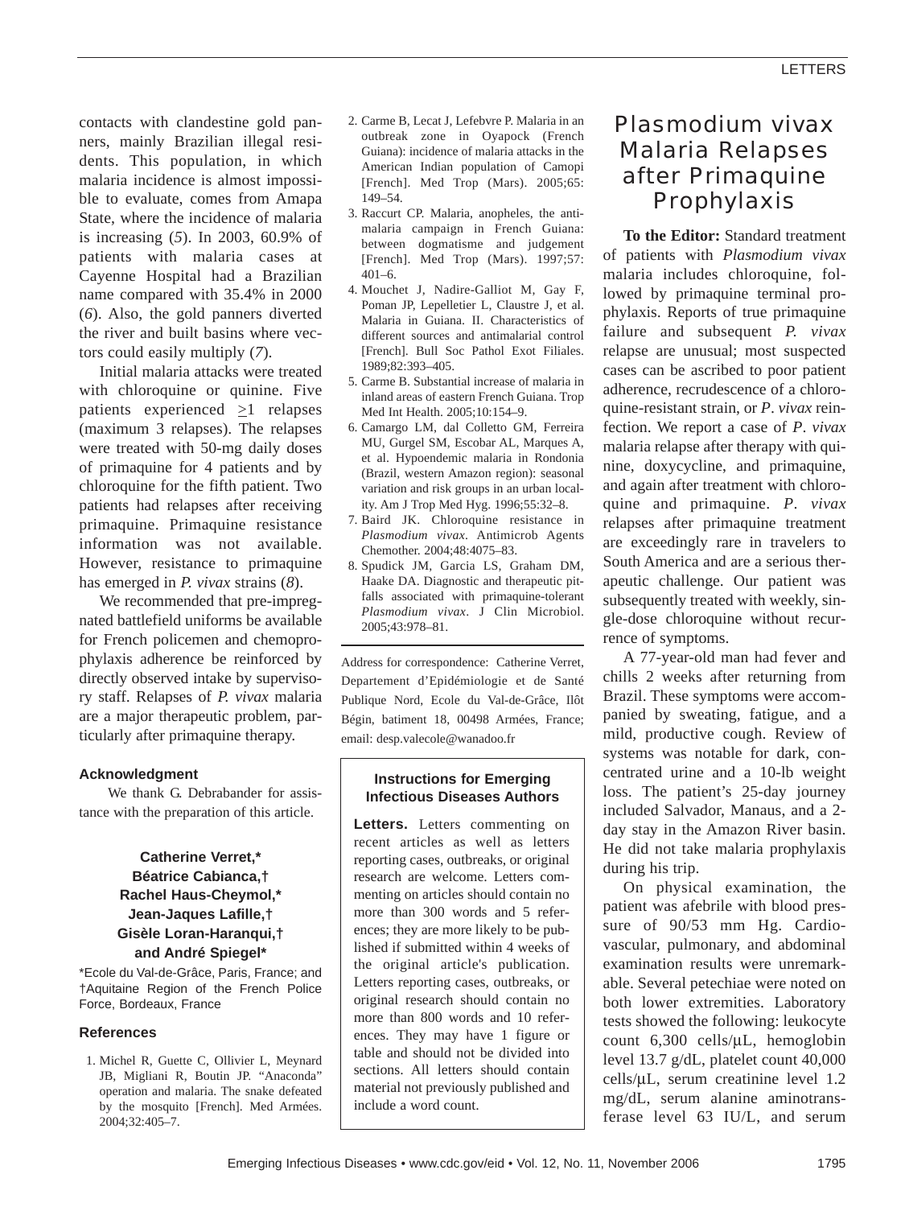contacts with clandestine gold panners, mainly Brazilian illegal residents. This population, in which malaria incidence is almost impossible to evaluate, comes from Amapa State, where the incidence of malaria is increasing (*5*). In 2003, 60.9% of patients with malaria cases at Cayenne Hospital had a Brazilian name compared with 35.4% in 2000 (*6*). Also, the gold panners diverted the river and built basins where vectors could easily multiply (*7*).

Initial malaria attacks were treated with chloroquine or quinine. Five patients experienced $\geq$1 relapses (maximum 3 relapses). The relapses were treated with 50-mg daily doses of primaquine for 4 patients and by chloroquine for the fifth patient. Two patients had relapses after receiving primaquine. Primaquine resistance information was not available. However, resistance to primaquine has emerged in *P. vivax* strains (*8*).

We recommended that pre-impregnated battlefield uniforms be available for French policemen and chemoprophylaxis adherence be reinforced by directly observed intake by supervisory staff. Relapses of *P. vivax* malaria are a major therapeutic problem, particularly after primaquine therapy.

### Acknowledgment

We thank G. Debrabander for assistance with the preparation of this article.

**Catherine Verret,\***
**Béatrice Cabianca,†**
**Rachel Haus-Cheymol,\***
**Jean-Jaques Lafille,†**
**Gisèle Loran-Haranqui,†**
**and André Spiegel\***

\*Ecole du Val-de-Grâce, Paris, France; and †Aquitaine Region of the French Police Force, Bordeaux, France

### References

1. Michel R, Guette C, Ollivier L, Meynard JB, Migliani R, Boutin JP. "Anaconda" operation and malaria. The snake defeated by the mosquito [French]. Med Armées. 2004;32:405–7.
2. Carme B, Lecat J, Lefebvre P. Malaria in an outbreak zone in Oyapock (French Guiana): incidence of malaria attacks in the American Indian population of Camopi [French]. Med Trop (Mars). 2005;65:149–54.
3. Raccurt CP. Malaria, anopheles, the antimalaria campaign in French Guiana: between dogmatisme and judgement [French]. Med Trop (Mars). 1997;57:401–6.
4. Mouchet J, Nadire-Galliot M, Gay F, Poman JP, Lepelletier L, Claustre J, et al. Malaria in Guiana. II. Characteristics of different sources and antimalarial control [French]. Bull Soc Pathol Exot Filiales. 1989;82:393–405.
5. Carme B. Substantial increase of malaria in inland areas of eastern French Guiana. Trop Med Int Health. 2005;10:154–9.
6. Camargo LM, dal Colletto GM, Ferreira MU, Gurgel SM, Escobar AL, Marques A, et al. Hypoendemic malaria in Rondonia (Brazil, western Amazon region): seasonal variation and risk groups in an urban locality. Am J Trop Med Hyg. 1996;55:32–8.
7. Baird JK. Chloroquine resistance in *Plasmodium vivax*. Antimicrob Agents Chemother. 2004;48:4075–83.
8. Spudick JM, Garcia LS, Graham DM, Haake DA. Diagnostic and therapeutic pitfalls associated with primaquine-tolerant *Plasmodium vivax*. J Clin Microbiol. 2005;43:978–81.

Address for correspondence: Catherine Verret, Departement d'Epidémiologie et de Santé Publique Nord, Ecole du Val-de-Grâce, Ilôt Bégin, batiment 18, 00498 Armées, France; email: desp.valecole@wanadoo.fr

**Instructions for Emerging Infectious Diseases Authors**

**Letters.** Letters commenting on recent articles as well as letters reporting cases, outbreaks, or original research are welcome. Letters commenting on articles should contain no more than 300 words and 5 references; they are more likely to be published if submitted within 4 weeks of the original article's publication. Letters reporting cases, outbreaks, or original research should contain no more than 800 words and 10 references. They may have 1 figure or table and should not be divided into sections. All letters should contain material not previously published and include a word count.

# Plasmodium vivax Malaria Relapses after Primaquine Prophylaxis

**To the Editor:** Standard treatment of patients with *Plasmodium vivax* malaria includes chloroquine, followed by primaquine terminal prophylaxis. Reports of true primaquine failure and subsequent *P. vivax* relapse are unusual; most suspected cases can be ascribed to poor patient adherence, recrudescence of a chloroquine-resistant strain, or *P*. *vivax* reinfection. We report a case of *P*. *vivax* malaria relapse after therapy with quinine, doxycycline, and primaquine, and again after treatment with chloroquine and primaquine. *P*. *vivax* relapses after primaquine treatment are exceedingly rare in travelers to South America and are a serious therapeutic challenge. Our patient was subsequently treated with weekly, single-dose chloroquine without recurrence of symptoms.

A 77-year-old man had fever and chills 2 weeks after returning from Brazil. These symptoms were accompanied by sweating, fatigue, and a mild, productive cough. Review of systems was notable for dark, concentrated urine and a 10-lb weight loss. The patient's 25-day journey included Salvador, Manaus, and a 2-day stay in the Amazon River basin. He did not take malaria prophylaxis during his trip.

On physical examination, the patient was afebrile with blood pressure of 90/53 mm Hg. Cardiovascular, pulmonary, and abdominal examination results were unremarkable. Several petechiae were noted on both lower extremities. Laboratory tests showed the following: leukocyte count 6,300 cells/μL, hemoglobin level 13.7 g/dL, platelet count 40,000 cells/μL, serum creatinine level 1.2 mg/dL, serum alanine aminotransferase level 63 IU/L, and serum